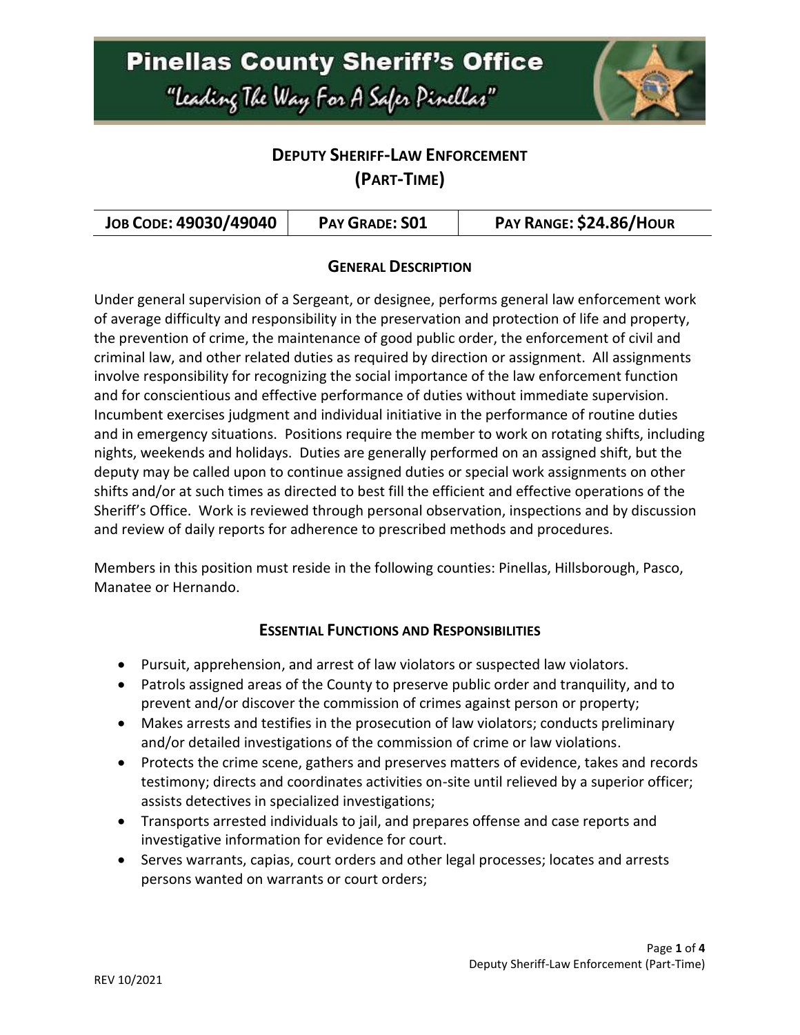# Pinellas County Sheriff's Office

"Leading The Way For A Safer Pinellas"

## Deputy Sheriff-Law Enforcement (Part-Time)

| Job Code: 49030/49040 | Pay Grade: S01 | Pay Range: $24.86/Hour |
|---|---|---|

### General Description

Under general supervision of a Sergeant, or designee, performs general law enforcement work of average difficulty and responsibility in the preservation and protection of life and property, the prevention of crime, the maintenance of good public order, the enforcement of civil and criminal law, and other related duties as required by direction or assignment. All assignments involve responsibility for recognizing the social importance of the law enforcement function and for conscientious and effective performance of duties without immediate supervision. Incumbent exercises judgment and individual initiative in the performance of routine duties and in emergency situations. Positions require the member to work on rotating shifts, including nights, weekends and holidays. Duties are generally performed on an assigned shift, but the deputy may be called upon to continue assigned duties or special work assignments on other shifts and/or at such times as directed to best fill the efficient and effective operations of the Sheriff's Office. Work is reviewed through personal observation, inspections and by discussion and review of daily reports for adherence to prescribed methods and procedures.

Members in this position must reside in the following counties: Pinellas, Hillsborough, Pasco, Manatee or Hernando.

### Essential Functions and Responsibilities

- Pursuit, apprehension, and arrest of law violators or suspected law violators.
- Patrols assigned areas of the County to preserve public order and tranquility, and to prevent and/or discover the commission of crimes against person or property;
- Makes arrests and testifies in the prosecution of law violators; conducts preliminary and/or detailed investigations of the commission of crime or law violations.
- Protects the crime scene, gathers and preserves matters of evidence, takes and records testimony; directs and coordinates activities on-site until relieved by a superior officer; assists detectives in specialized investigations;
- Transports arrested individuals to jail, and prepares offense and case reports and investigative information for evidence for court.
- Serves warrants, capias, court orders and other legal processes; locates and arrests persons wanted on warrants or court orders;

REV 10/2021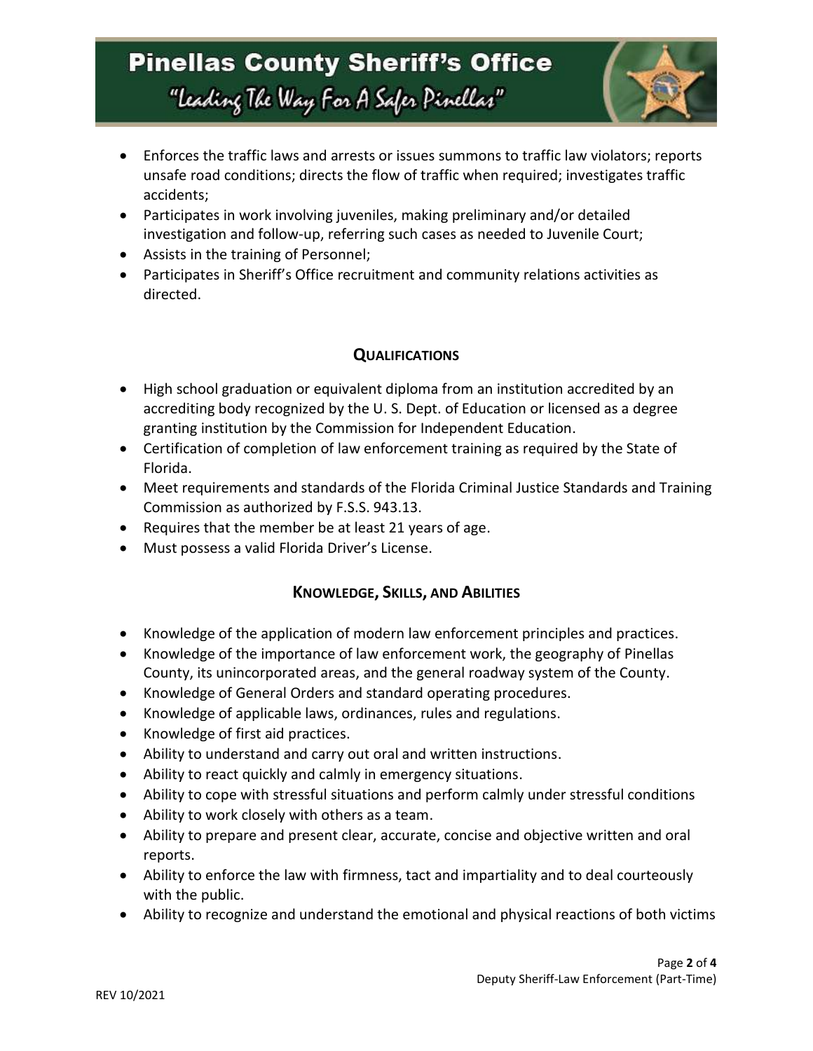- Enforces the traffic laws and arrests or issues summons to traffic law violators; reports unsafe road conditions; directs the flow of traffic when required; investigates traffic accidents;
- Participates in work involving juveniles, making preliminary and/or detailed investigation and follow-up, referring such cases as needed to Juvenile Court;
- Assists in the training of Personnel;
- Participates in Sheriff's Office recruitment and community relations activities as directed.

## QUALIFICATIONS

- High school graduation or equivalent diploma from an institution accredited by an accrediting body recognized by the U. S. Dept. of Education or licensed as a degree granting institution by the Commission for Independent Education.
- Certification of completion of law enforcement training as required by the State of Florida.
- Meet requirements and standards of the Florida Criminal Justice Standards and Training Commission as authorized by F.S.S. 943.13.
- Requires that the member be at least 21 years of age.
- Must possess a valid Florida Driver's License.

## KNOWLEDGE, SKILLS, AND ABILITIES

- Knowledge of the application of modern law enforcement principles and practices.
- Knowledge of the importance of law enforcement work, the geography of Pinellas County, its unincorporated areas, and the general roadway system of the County.
- Knowledge of General Orders and standard operating procedures.
- Knowledge of applicable laws, ordinances, rules and regulations.
- Knowledge of first aid practices.
- Ability to understand and carry out oral and written instructions.
- Ability to react quickly and calmly in emergency situations.
- Ability to cope with stressful situations and perform calmly under stressful conditions
- Ability to work closely with others as a team.
- Ability to prepare and present clear, accurate, concise and objective written and oral reports.
- Ability to enforce the law with firmness, tact and impartiality and to deal courteously with the public.
- Ability to recognize and understand the emotional and physical reactions of both victims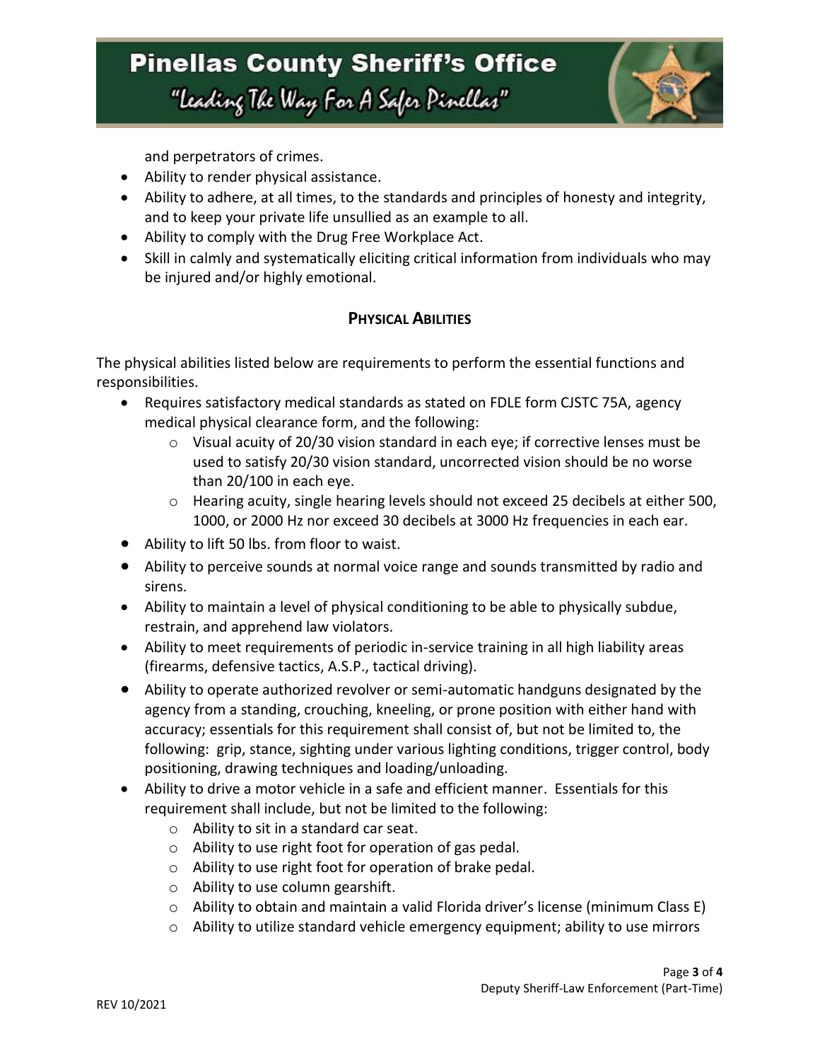and perpetrators of crimes.

- Ability to render physical assistance.
- Ability to adhere, at all times, to the standards and principles of honesty and integrity, and to keep your private life unsullied as an example to all.
- Ability to comply with the Drug Free Workplace Act.
- Skill in calmly and systematically eliciting critical information from individuals who may be injured and/or highly emotional.

## **PHYSICAL ABILITIES**

The physical abilities listed below are requirements to perform the essential functions and responsibilities.

- Requires satisfactory medical standards as stated on FDLE form CJSTC 75A, agency medical physical clearance form, and the following:
  - Visual acuity of 20/30 vision standard in each eye; if corrective lenses must be used to satisfy 20/30 vision standard, uncorrected vision should be no worse than 20/100 in each eye.
  - Hearing acuity, single hearing levels should not exceed 25 decibels at either 500, 1000, or 2000 Hz nor exceed 30 decibels at 3000 Hz frequencies in each ear.
- Ability to lift 50 lbs. from floor to waist.
- Ability to perceive sounds at normal voice range and sounds transmitted by radio and sirens.
- Ability to maintain a level of physical conditioning to be able to physically subdue, restrain, and apprehend law violators.
- Ability to meet requirements of periodic in-service training in all high liability areas (firearms, defensive tactics, A.S.P., tactical driving).
- Ability to operate authorized revolver or semi-automatic handguns designated by the agency from a standing, crouching, kneeling, or prone position with either hand with accuracy; essentials for this requirement shall consist of, but not be limited to, the following: grip, stance, sighting under various lighting conditions, trigger control, body positioning, drawing techniques and loading/unloading.
- Ability to drive a motor vehicle in a safe and efficient manner. Essentials for this requirement shall include, but not be limited to the following:
  - Ability to sit in a standard car seat.
  - Ability to use right foot for operation of gas pedal.
  - Ability to use right foot for operation of brake pedal.
  - Ability to use column gearshift.
  - Ability to obtain and maintain a valid Florida driver's license (minimum Class E)
  - Ability to utilize standard vehicle emergency equipment; ability to use mirrors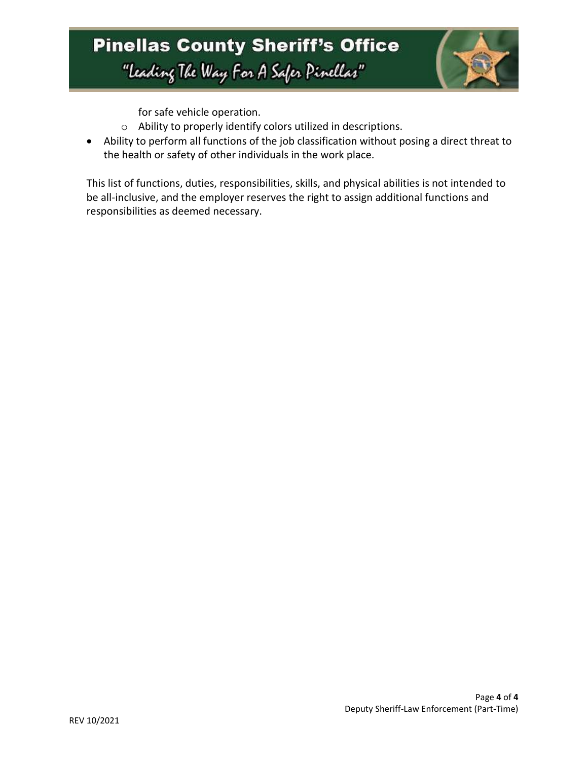for safe vehicle operation.

- Ability to properly identify colors utilized in descriptions.

- Ability to perform all functions of the job classification without posing a direct threat to the health or safety of other individuals in the work place.

This list of functions, duties, responsibilities, skills, and physical abilities is not intended to be all-inclusive, and the employer reserves the right to assign additional functions and responsibilities as deemed necessary.